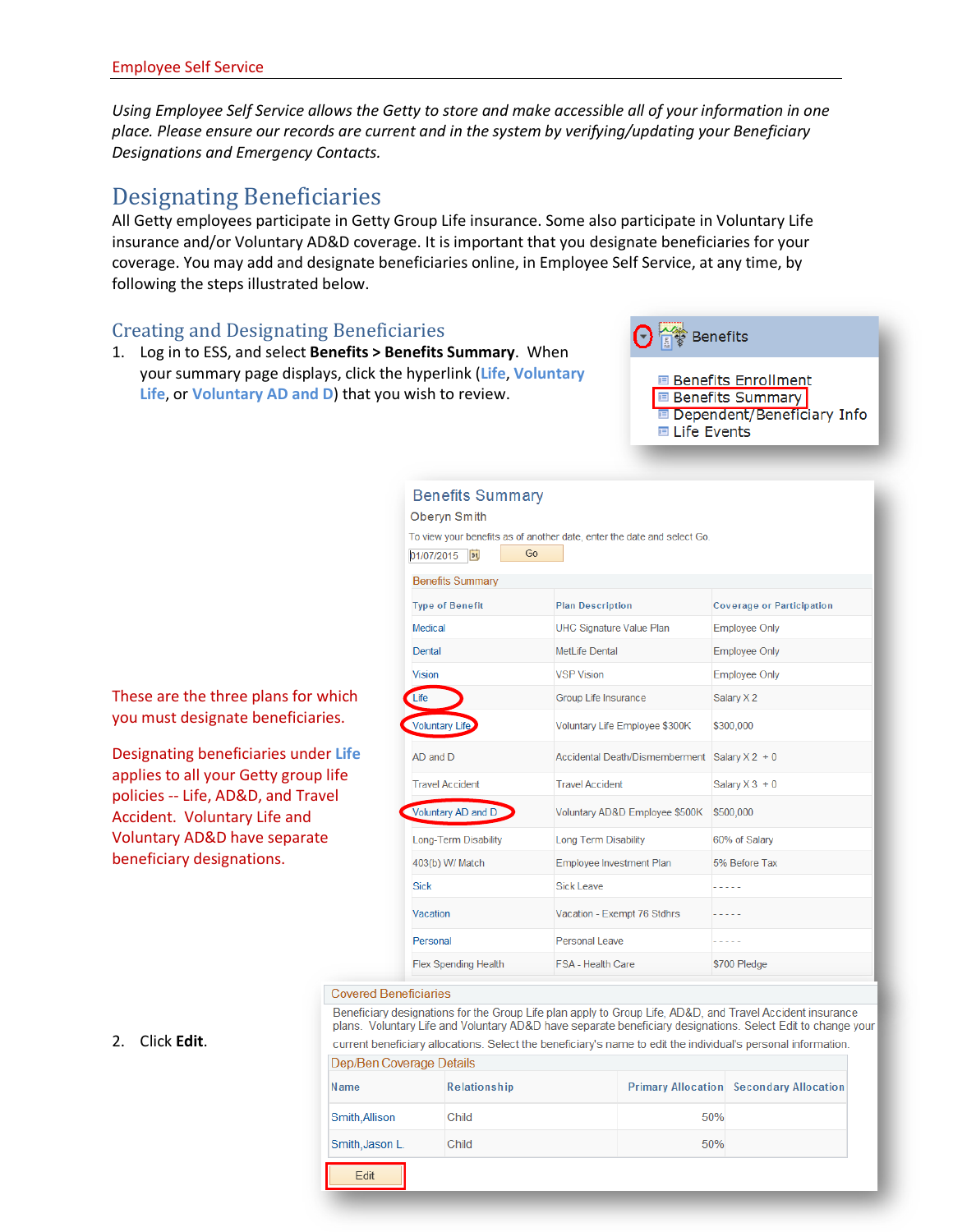Employee Self Service

*Using Employee Self Service allows the Getty to store and make accessible all of your information in one place. Please ensure our records are current and in the system by verifying/updating your Beneficiary Designations and Emergency Contacts.*

# Designating Beneficiaries

All Getty employees participate in Getty Group Life insurance. Some also participate in Voluntary Life insurance and/or Voluntary AD&D coverage. It is important that you designate beneficiaries for your coverage. You may add and designate beneficiaries online, in Employee Self Service, at any time, by following the steps illustrated below.

## Creating and Designating Beneficiaries

1. Log in to ESS, and select **Benefits > Benefits Summary**. When your summary page displays, click the hyperlink (**Life**, **Voluntary Life**, or **Voluntary AD and D**) that you wish to review.

Benefits
- Benefits Enrollment
- Benefits Summary
- Dependent/Beneficiary Info
- Life Events

These are the three plans for which you must designate beneficiaries.

Designating beneficiaries under **Life** applies to all your Getty group life policies -- Life, AD&D, and Travel Accident. Voluntary Life and Voluntary AD&D have separate beneficiary designations.

**Benefits Summary**

Oberyn Smith

To view your benefits as of another date, enter the date and select Go.

01/07/2015 [Go]

Benefits Summary

| Type of Benefit | Plan Description | Coverage or Participation |
|---|---|---|
| Medical | UHC Signature Value Plan | Employee Only |
| Dental | MetLife Dental | Employee Only |
| Vision | VSP Vision | Employee Only |
| Life | Group Life Insurance | Salary X 2 |
| Voluntary Life | Voluntary Life Employee $300K | $300,000 |
| AD and D | Accidental Death/Dismemberment | Salary X 2 + 0 |
| Travel Accident | Travel Accident | Salary X 3 + 0 |
| Voluntary AD and D | Voluntary AD&D Employee $500K | $500,000 |
| Long-Term Disability | Long Term Disability | 60% of Salary |
| 403(b) W/ Match | Employee Investment Plan | 5% Before Tax |
| Sick | Sick Leave | ----- |
| Vacation | Vacation - Exempt 76 Stdhrs | ----- |
| Personal | Personal Leave | ----- |
| Flex Spending Health | FSA - Health Care | $700 Pledge |

2. Click **Edit**.

Covered Beneficiaries

Beneficiary designations for the Group Life plan apply to Group Life, AD&D, and Travel Accident insurance plans. Voluntary Life and Voluntary AD&D have separate beneficiary designations. Select Edit to change your current beneficiary allocations. Select the beneficiary's name to edit the individual's personal information.

Dep/Ben Coverage Details

| Name | Relationship | Primary Allocation | Secondary Allocation |
|---|---|---|---|
| Smith,Allison | Child | 50% | |
| Smith,Jason L. | Child | 50% | |

[Edit]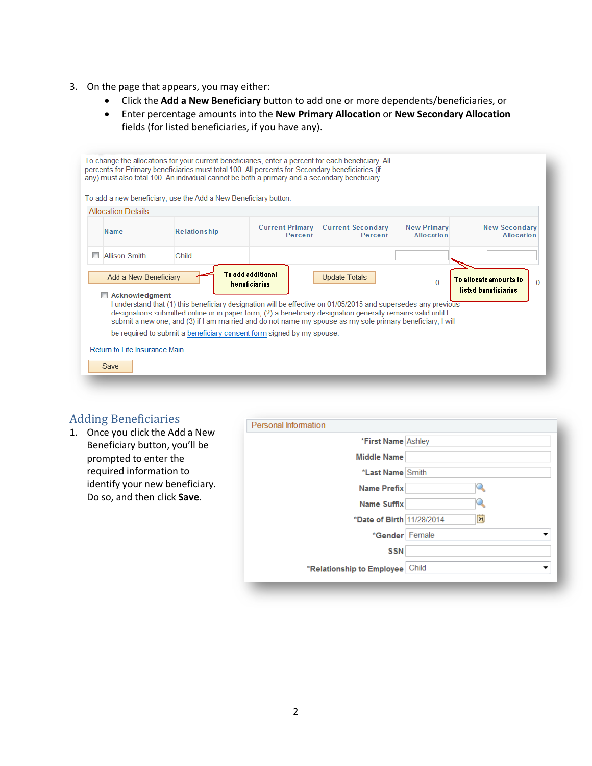3. On the page that appears, you may either:
   - Click the **Add a New Beneficiary** button to add one or more dependents/beneficiaries, or
   - Enter percentage amounts into the **New Primary Allocation** or **New Secondary Allocation** fields (for listed beneficiaries, if you have any).

To change the allocations for your current beneficiaries, enter a percent for each beneficiary. All percents for Primary beneficiaries must total 100. All percents for Secondary beneficiaries (if any) must also total 100. An individual cannot be both a primary and a secondary beneficiary.

To add a new beneficiary, use the Add a New Beneficiary button.

Allocation Details

| | Name | Relationship | Current Primary Percent | Current Secondary Percent | New Primary Allocation | New Secondary Allocation |
|---|---|---|---|---|---|---|
| ☐ | Allison Smith | Child | | | | |

Add a New Beneficiary — To add additional beneficiaries

Update Totals — 0 — To allocate amounts to listed beneficiaries — 0

☐ **Acknowledgment**
I understand that (1) this beneficiary designation will be effective on 01/05/2015 and supersedes any previous designations submitted online or in paper form; (2) a beneficiary designation generally remains valid until I submit a new one; and (3) if I am married and do not name my spouse as my sole primary beneficiary, I will be required to submit a beneficiary consent form signed by my spouse.

Return to Life Insurance Main

Save

## Adding Beneficiaries

1. Once you click the Add a New Beneficiary button, you'll be prompted to enter the required information to identify your new beneficiary. Do so, and then click **Save**.

Personal Information

| Field | Value |
|---|---|
| *First Name | Ashley |
| Middle Name | |
| *Last Name | Smith |
| Name Prefix | |
| Name Suffix | |
| *Date of Birth | 11/28/2014 |
| *Gender | Female |
| SSN | |
| *Relationship to Employee | Child |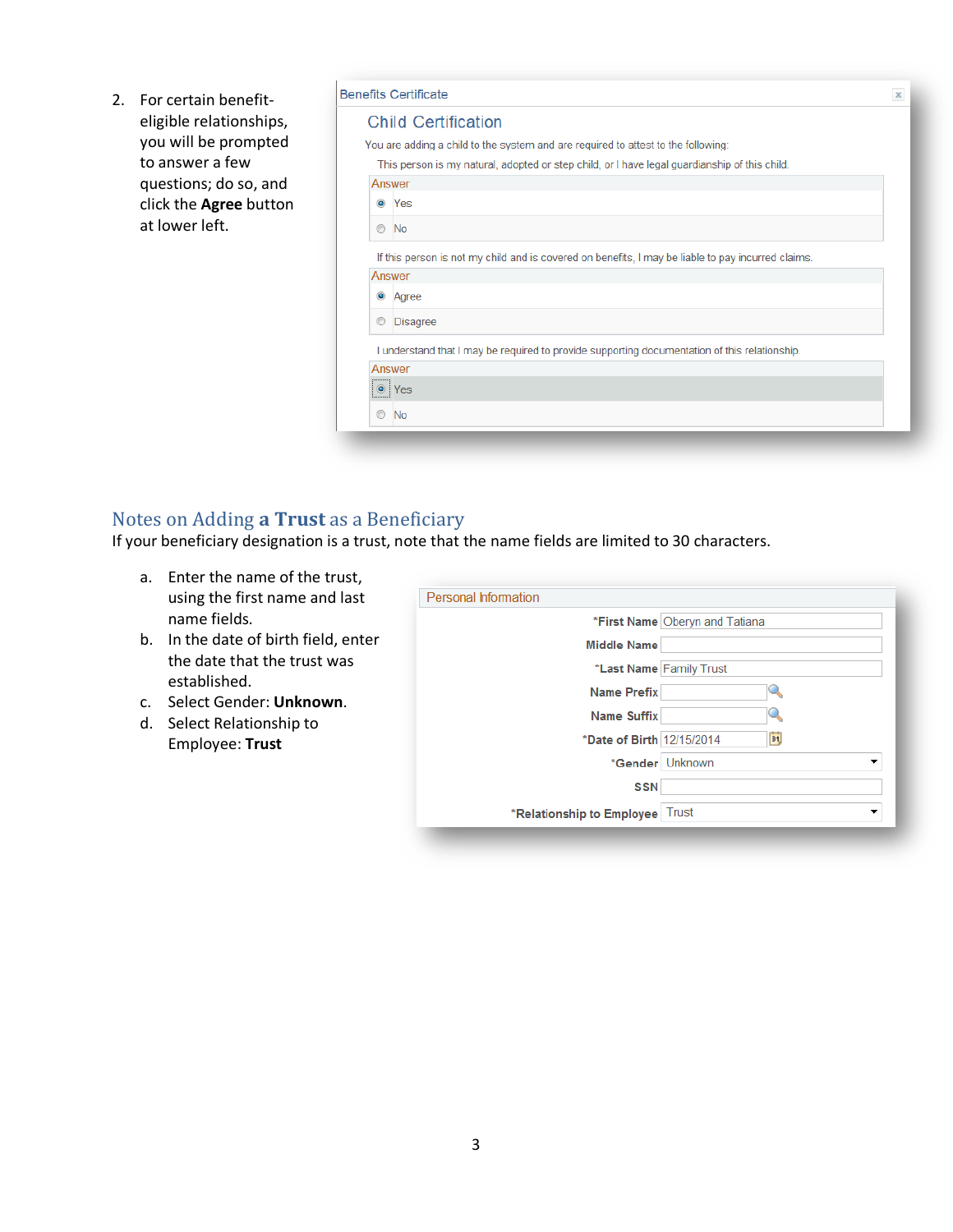2. For certain benefit-eligible relationships, you will be prompted to answer a few questions; do so, and click the **Agree** button at lower left.

Benefits Certificate

Child Certification

You are adding a child to the system and are required to attest to the following:

This person is my natural, adopted or step child, or I have legal guardianship of this child.

Answer
- (selected) Yes
- No

If this person is not my child and is covered on benefits, I may be liable to pay incurred claims.

Answer
- (selected) Agree
- Disagree

I understand that I may be required to provide supporting documentation of this relationship.

Answer
- (selected) Yes
- No

## Notes on Adding **a Trust** as a Beneficiary

If your beneficiary designation is a trust, note that the name fields are limited to 30 characters.

a. Enter the name of the trust, using the first name and last name fields.
b. In the date of birth field, enter the date that the trust was established.
c. Select Gender: **Unknown**.
d. Select Relationship to Employee: **Trust**

Personal Information

| Field | Value |
| --- | --- |
| *First Name | Oberyn and Tatiana |
| Middle Name | |
| *Last Name | Family Trust |
| Name Prefix | |
| Name Suffix | |
| *Date of Birth | 12/15/2014 |
| *Gender | Unknown |
| SSN | |
| *Relationship to Employee | Trust |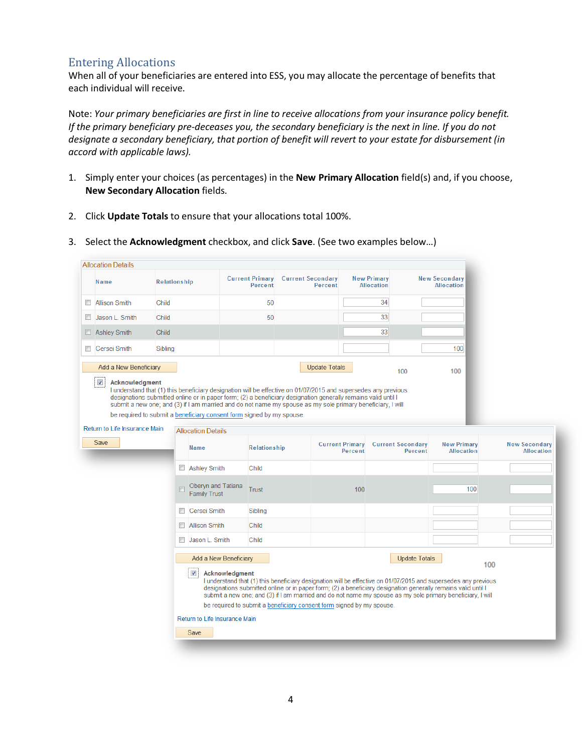## Entering Allocations

When all of your beneficiaries are entered into ESS, you may allocate the percentage of benefits that each individual will receive.

Note: *Your primary beneficiaries are first in line to receive allocations from your insurance policy benefit. If the primary beneficiary pre-deceases you, the secondary beneficiary is the next in line. If you do not designate a secondary beneficiary, that portion of benefit will revert to your estate for disbursement (in accord with applicable laws).*

1. Simply enter your choices (as percentages) in the **New Primary Allocation** field(s) and, if you choose, **New Secondary Allocation** fields.

2. Click **Update Totals** to ensure that your allocations total 100%.

3. Select the **Acknowledgment** checkbox, and click **Save**. (See two examples below…)

Allocation Details

| Name | Relationship | Current Primary Percent | Current Secondary Percent | New Primary Allocation | New Secondary Allocation |
|---|---|---|---|---|---|
| Allison Smith | Child | 50 | | 34 | |
| Jason L. Smith | Child | 50 | | 33 | |
| Ashley Smith | Child | | | 33 | |
| Cersei Smith | Sibling | | | | 100 |
| Add a New Beneficiary | | Update Totals | | 100 | 100 |

**Acknowledgment**
I understand that (1) this beneficiary designation will be effective on 01/07/2015 and supersedes any previous designations submitted online or in paper form; (2) a beneficiary designation generally remains valid until I submit a new one; and (3) if I am married and do not name my spouse as my sole primary beneficiary, I will be required to submit a beneficiary consent form signed by my spouse.

Return to Life Insurance Main

Save

Allocation Details

| Name | Relationship | Current Primary Percent | Current Secondary Percent | New Primary Allocation | New Secondary Allocation |
|---|---|---|---|---|---|
| Ashley Smith | Child | | | | |
| Oberyn and Tatiana Family Trust | Trust | 100 | | 100 | |
| Cersei Smith | Sibling | | | | |
| Allison Smith | Child | | | | |
| Jason L. Smith | Child | | | | |
| Add a New Beneficiary | | Update Totals | | 100 | |

**Acknowledgment**
I understand that (1) this beneficiary designation will be effective on 01/07/2015 and supersedes any previous designations submitted online or in paper form; (2) a beneficiary designation generally remains valid until I submit a new one; and (3) if I am married and do not name my spouse as my sole primary beneficiary, I will be required to submit a beneficiary consent form signed by my spouse.

Return to Life Insurance Main

Save